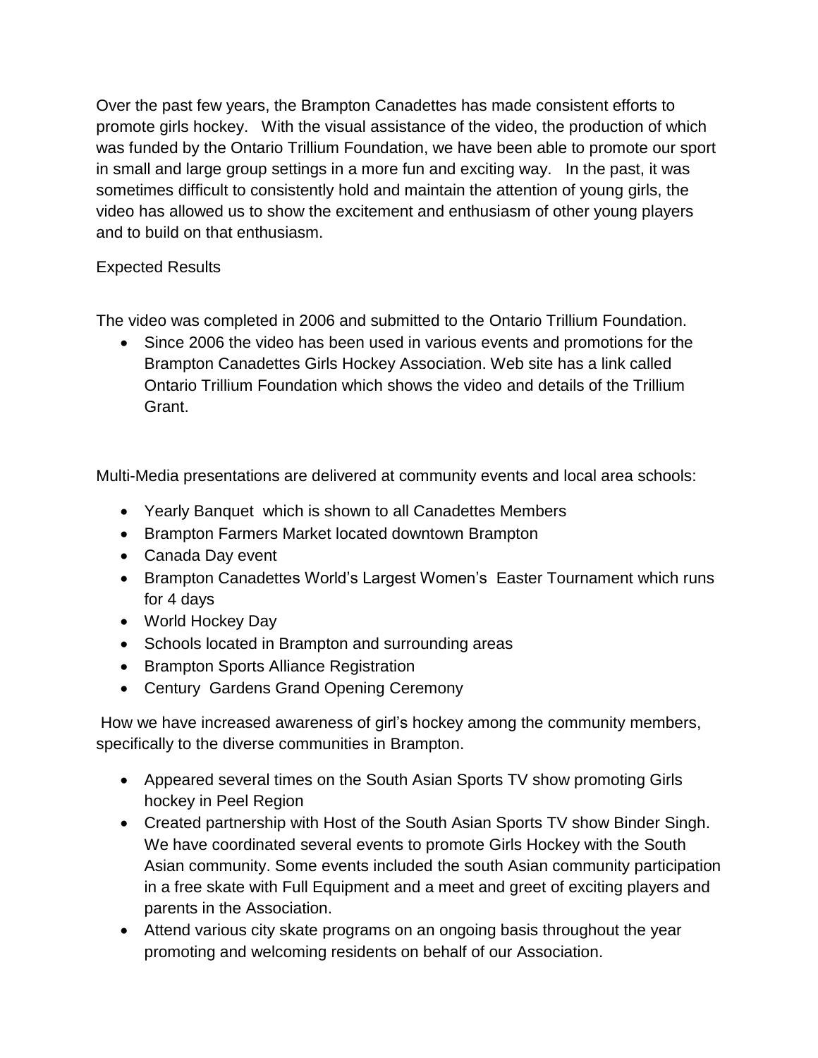Over the past few years, the Brampton Canadettes has made consistent efforts to promote girls hockey. With the visual assistance of the video, the production of which was funded by the Ontario Trillium Foundation, we have been able to promote our sport in small and large group settings in a more fun and exciting way. In the past, it was sometimes difficult to consistently hold and maintain the attention of young girls, the video has allowed us to show the excitement and enthusiasm of other young players and to build on that enthusiasm.

Expected Results

The video was completed in 2006 and submitted to the Ontario Trillium Foundation.

- Since 2006 the video has been used in various events and promotions for the Brampton Canadettes Girls Hockey Association. Web site has a link called Ontario Trillium Foundation which shows the video and details of the Trillium Grant.

Multi-Media presentations are delivered at community events and local area schools:

- Yearly Banquet which is shown to all Canadettes Members
- Brampton Farmers Market located downtown Brampton
- Canada Day event
- Brampton Canadettes World's Largest Women's Easter Tournament which runs for 4 days
- World Hockey Day
- Schools located in Brampton and surrounding areas
- Brampton Sports Alliance Registration
- Century Gardens Grand Opening Ceremony

How we have increased awareness of girl's hockey among the community members, specifically to the diverse communities in Brampton.

- Appeared several times on the South Asian Sports TV show promoting Girls hockey in Peel Region
- Created partnership with Host of the South Asian Sports TV show Binder Singh. We have coordinated several events to promote Girls Hockey with the South Asian community. Some events included the south Asian community participation in a free skate with Full Equipment and a meet and greet of exciting players and parents in the Association.
- Attend various city skate programs on an ongoing basis throughout the year promoting and welcoming residents on behalf of our Association.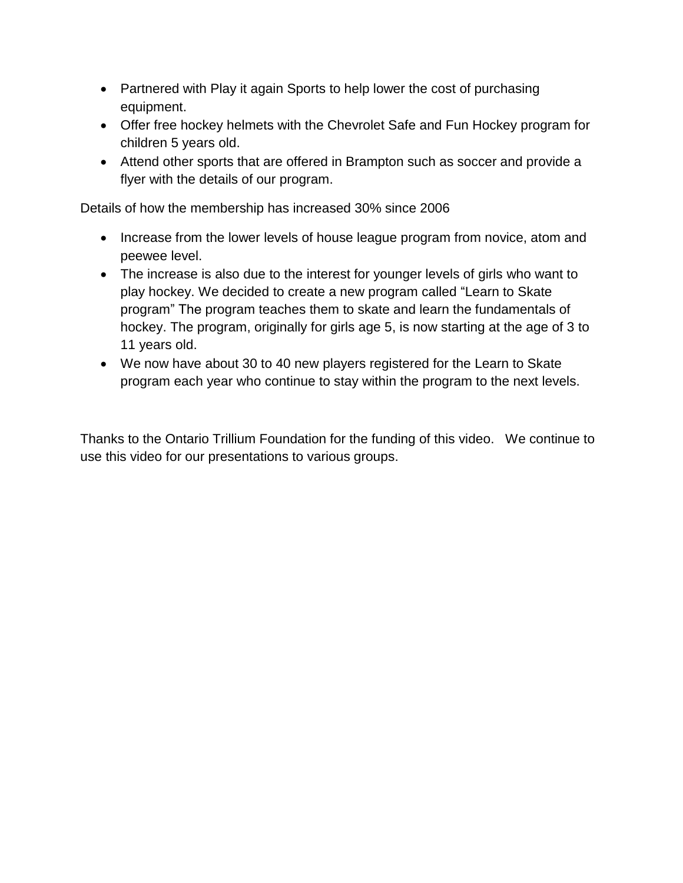- Partnered with Play it again Sports to help lower the cost of purchasing equipment.
- Offer free hockey helmets with the Chevrolet Safe and Fun Hockey program for children 5 years old.
- Attend other sports that are offered in Brampton such as soccer and provide a flyer with the details of our program.

Details of how the membership has increased 30% since 2006

- Increase from the lower levels of house league program from novice, atom and peewee level.
- The increase is also due to the interest for younger levels of girls who want to play hockey. We decided to create a new program called "Learn to Skate program" The program teaches them to skate and learn the fundamentals of hockey. The program, originally for girls age 5, is now starting at the age of 3 to 11 years old.
- We now have about 30 to 40 new players registered for the Learn to Skate program each year who continue to stay within the program to the next levels.

Thanks to the Ontario Trillium Foundation for the funding of this video. We continue to use this video for our presentations to various groups.